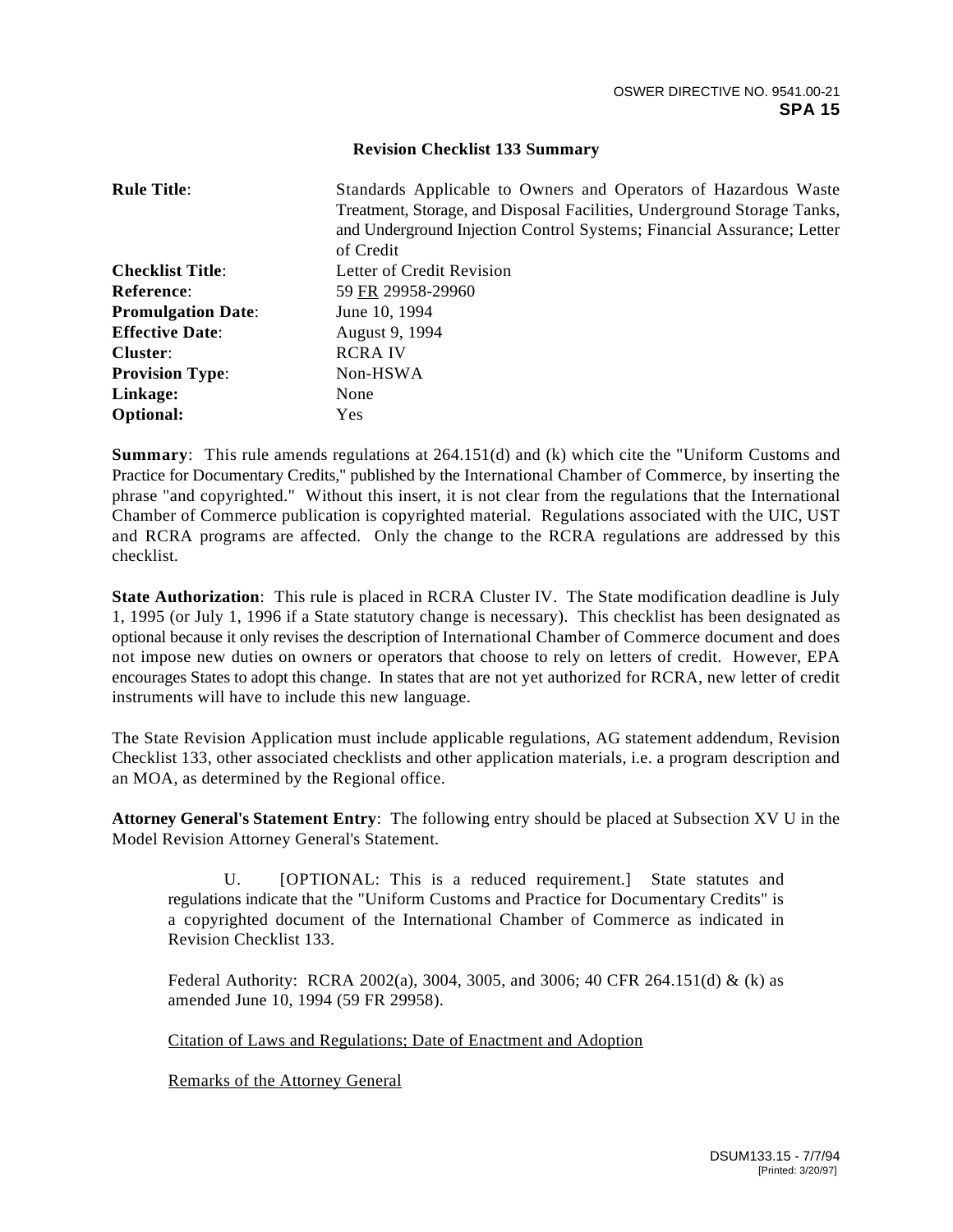OSWER DIRECTIVE NO. 9541.00-21
**SPA 15**

## Revision Checklist 133 Summary

| | |
|---|---|
| **Rule Title**: | Standards Applicable to Owners and Operators of Hazardous Waste Treatment, Storage, and Disposal Facilities, Underground Storage Tanks, and Underground Injection Control Systems; Financial Assurance; Letter of Credit |
| **Checklist Title**: | Letter of Credit Revision |
| **Reference**: | 59 FR 29958-29960 |
| **Promulgation Date**: | June 10, 1994 |
| **Effective Date**: | August 9, 1994 |
| **Cluster**: | RCRA IV |
| **Provision Type**: | Non-HSWA |
| **Linkage:** | None |
| **Optional:** | Yes |

**Summary**: This rule amends regulations at 264.151(d) and (k) which cite the "Uniform Customs and Practice for Documentary Credits," published by the International Chamber of Commerce, by inserting the phrase "and copyrighted." Without this insert, it is not clear from the regulations that the International Chamber of Commerce publication is copyrighted material. Regulations associated with the UIC, UST and RCRA programs are affected. Only the change to the RCRA regulations are addressed by this checklist.

**State Authorization**: This rule is placed in RCRA Cluster IV. The State modification deadline is July 1, 1995 (or July 1, 1996 if a State statutory change is necessary). This checklist has been designated as optional because it only revises the description of International Chamber of Commerce document and does not impose new duties on owners or operators that choose to rely on letters of credit. However, EPA encourages States to adopt this change. In states that are not yet authorized for RCRA, new letter of credit instruments will have to include this new language.

The State Revision Application must include applicable regulations, AG statement addendum, Revision Checklist 133, other associated checklists and other application materials, i.e. a program description and an MOA, as determined by the Regional office.

**Attorney General's Statement Entry**: The following entry should be placed at Subsection XV U in the Model Revision Attorney General's Statement.

> U. [OPTIONAL: This is a reduced requirement.] State statutes and regulations indicate that the "Uniform Customs and Practice for Documentary Credits" is a copyrighted document of the International Chamber of Commerce as indicated in Revision Checklist 133.
>
> Federal Authority: RCRA 2002(a), 3004, 3005, and 3006; 40 CFR 264.151(d) & (k) as amended June 10, 1994 (59 FR 29958).
>
> Citation of Laws and Regulations; Date of Enactment and Adoption
>
> Remarks of the Attorney General

DSUM133.15 - 7/7/94
[Printed: 3/20/97]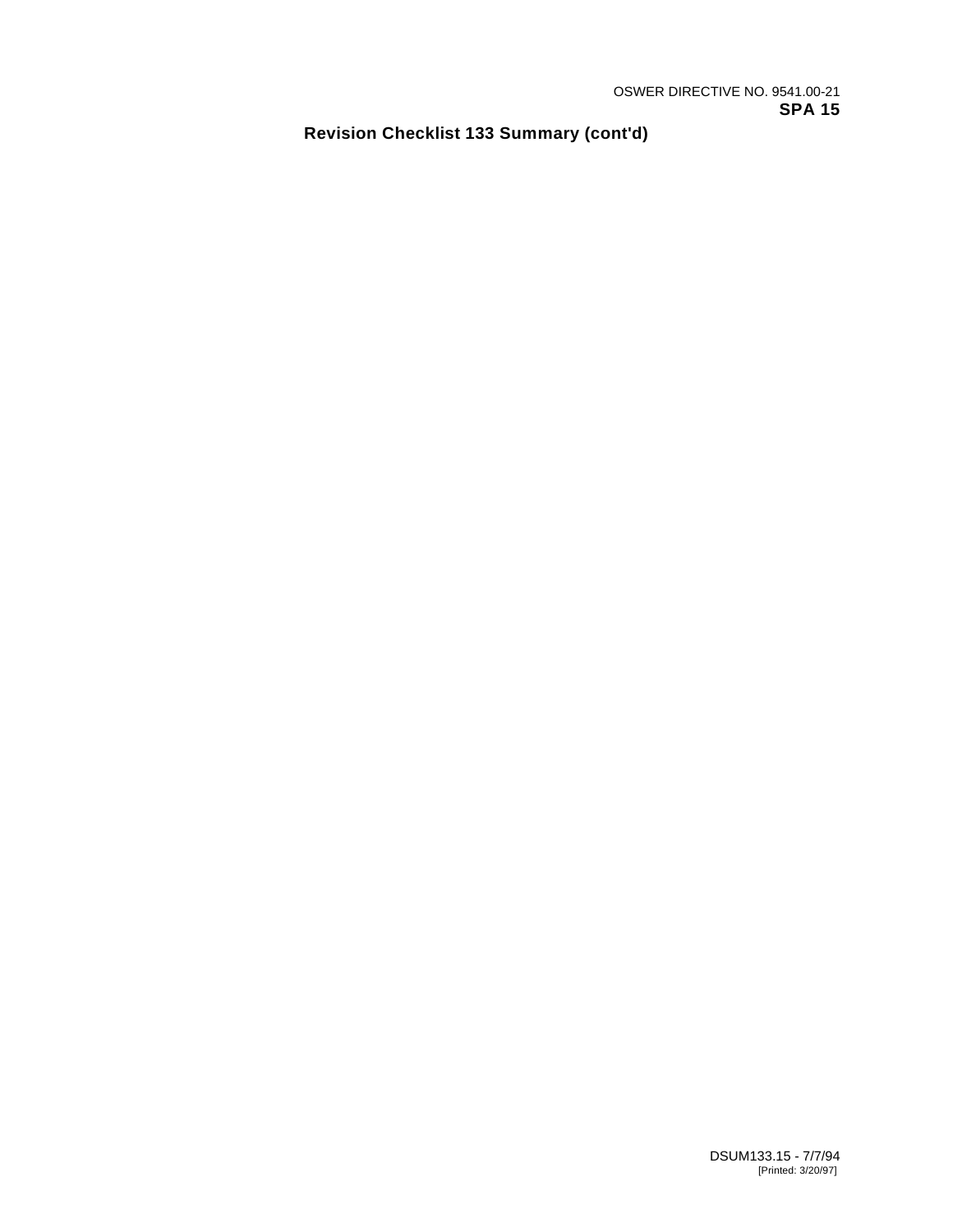OSWER DIRECTIVE NO. 9541.00-21

**SPA 15**

## Revision Checklist 133 Summary (cont'd)

DSUM133.15 - 7/7/94

[Printed: 3/20/97]